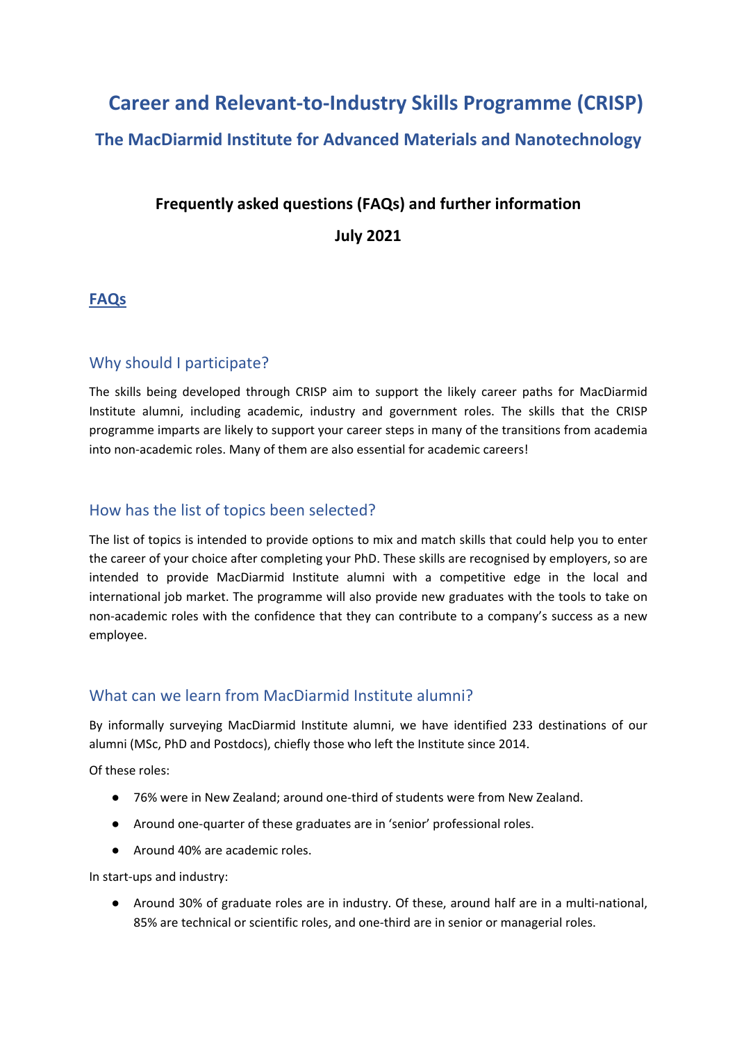# Career and Relevant-to-Industry Skills Programme (CRISP)

## The MacDiarmid Institute for Advanced Materials and Nanotechnology

**Frequently asked questions (FAQs) and further information**

**July 2021**

## FAQs

### Why should I participate?

The skills being developed through CRISP aim to support the likely career paths for MacDiarmid Institute alumni, including academic, industry and government roles. The skills that the CRISP programme imparts are likely to support your career steps in many of the transitions from academia into non-academic roles. Many of them are also essential for academic careers!

### How has the list of topics been selected?

The list of topics is intended to provide options to mix and match skills that could help you to enter the career of your choice after completing your PhD. These skills are recognised by employers, so are intended to provide MacDiarmid Institute alumni with a competitive edge in the local and international job market. The programme will also provide new graduates with the tools to take on non-academic roles with the confidence that they can contribute to a company's success as a new employee.

### What can we learn from MacDiarmid Institute alumni?

By informally surveying MacDiarmid Institute alumni, we have identified 233 destinations of our alumni (MSc, PhD and Postdocs), chiefly those who left the Institute since 2014.

Of these roles:

- 76% were in New Zealand; around one-third of students were from New Zealand.
- Around one-quarter of these graduates are in 'senior' professional roles.
- Around 40% are academic roles.

In start-ups and industry:

- Around 30% of graduate roles are in industry. Of these, around half are in a multi-national, 85% are technical or scientific roles, and one-third are in senior or managerial roles.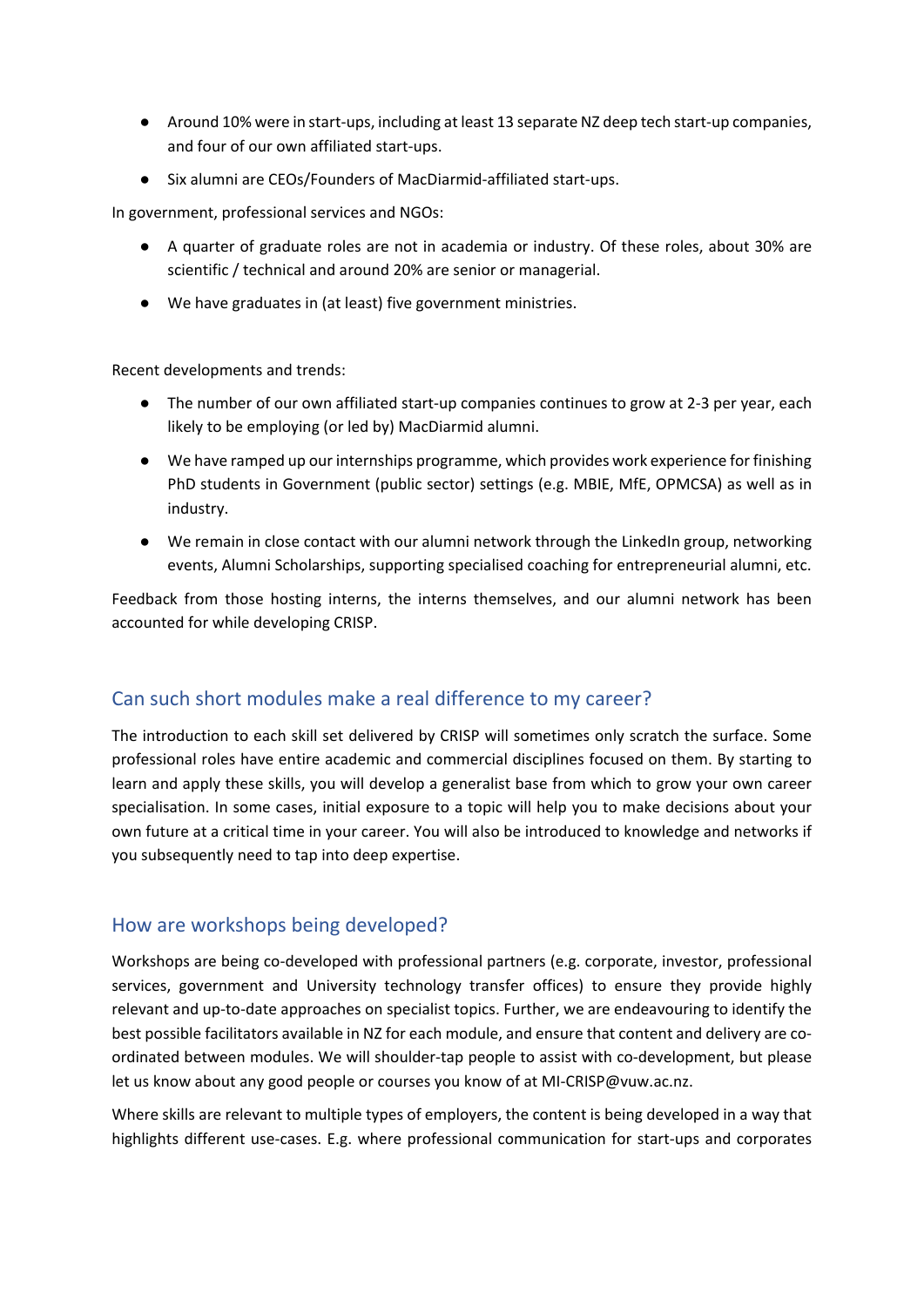- Around 10% were in start-ups, including at least 13 separate NZ deep tech start-up companies, and four of our own affiliated start-ups.
- Six alumni are CEOs/Founders of MacDiarmid-affiliated start-ups.

In government, professional services and NGOs:

- A quarter of graduate roles are not in academia or industry. Of these roles, about 30% are scientific / technical and around 20% are senior or managerial.
- We have graduates in (at least) five government ministries.

Recent developments and trends:

- The number of our own affiliated start-up companies continues to grow at 2-3 per year, each likely to be employing (or led by) MacDiarmid alumni.
- We have ramped up our internships programme, which provides work experience for finishing PhD students in Government (public sector) settings (e.g. MBIE, MfE, OPMCSA) as well as in industry.
- We remain in close contact with our alumni network through the LinkedIn group, networking events, Alumni Scholarships, supporting specialised coaching for entrepreneurial alumni, etc.

Feedback from those hosting interns, the interns themselves, and our alumni network has been accounted for while developing CRISP.

## Can such short modules make a real difference to my career?

The introduction to each skill set delivered by CRISP will sometimes only scratch the surface. Some professional roles have entire academic and commercial disciplines focused on them. By starting to learn and apply these skills, you will develop a generalist base from which to grow your own career specialisation. In some cases, initial exposure to a topic will help you to make decisions about your own future at a critical time in your career. You will also be introduced to knowledge and networks if you subsequently need to tap into deep expertise.

## How are workshops being developed?

Workshops are being co-developed with professional partners (e.g. corporate, investor, professional services, government and University technology transfer offices) to ensure they provide highly relevant and up-to-date approaches on specialist topics. Further, we are endeavouring to identify the best possible facilitators available in NZ for each module, and ensure that content and delivery are co-ordinated between modules. We will shoulder-tap people to assist with co-development, but please let us know about any good people or courses you know of at MI-CRISP@vuw.ac.nz.

Where skills are relevant to multiple types of employers, the content is being developed in a way that highlights different use-cases. E.g. where professional communication for start-ups and corporates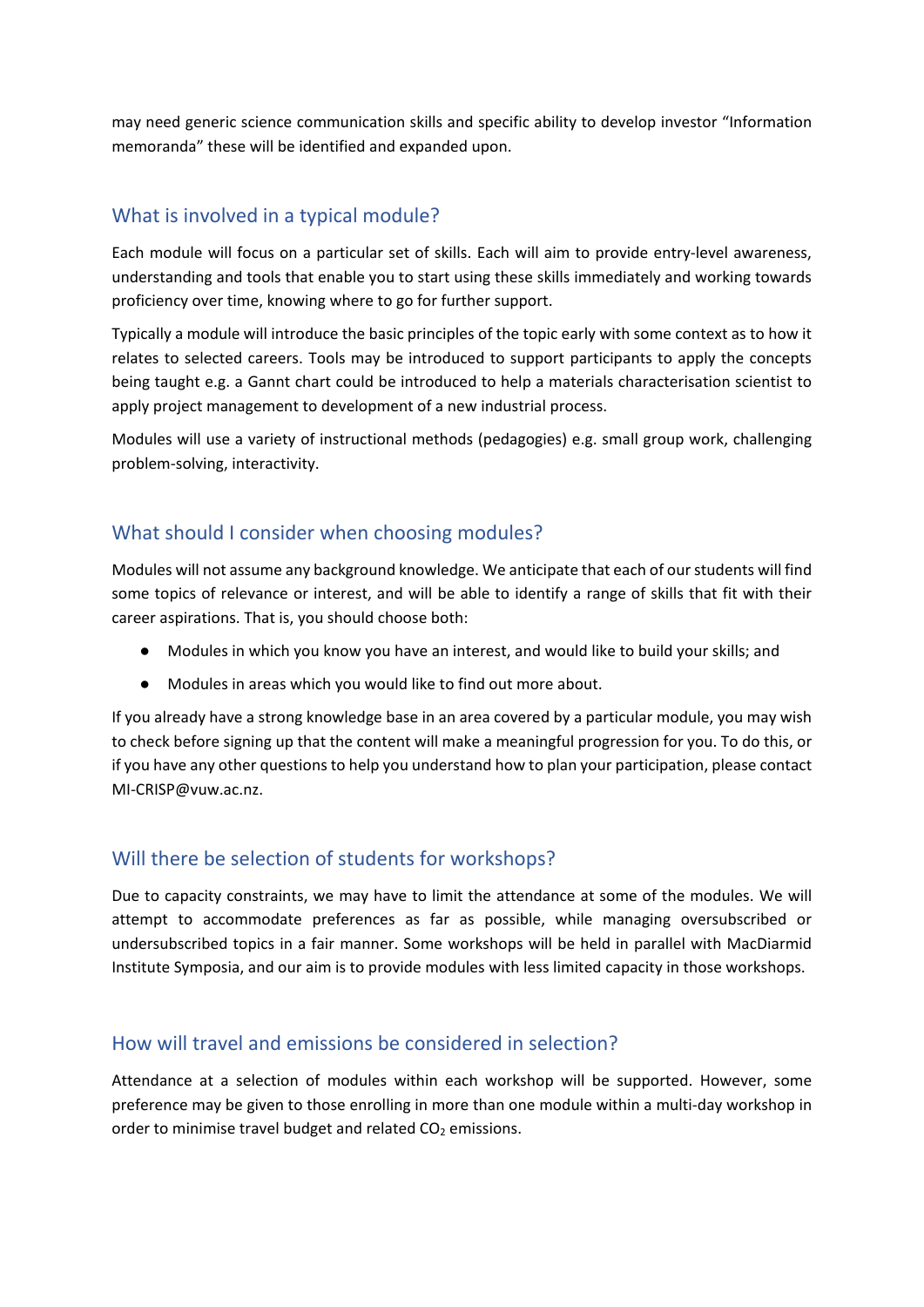may need generic science communication skills and specific ability to develop investor “Information memoranda” these will be identified and expanded upon.

## What is involved in a typical module?

Each module will focus on a particular set of skills. Each will aim to provide entry-level awareness, understanding and tools that enable you to start using these skills immediately and working towards proficiency over time, knowing where to go for further support.

Typically a module will introduce the basic principles of the topic early with some context as to how it relates to selected careers. Tools may be introduced to support participants to apply the concepts being taught e.g. a Gannt chart could be introduced to help a materials characterisation scientist to apply project management to development of a new industrial process.

Modules will use a variety of instructional methods (pedagogies) e.g. small group work, challenging problem-solving, interactivity.

## What should I consider when choosing modules?

Modules will not assume any background knowledge. We anticipate that each of our students will find some topics of relevance or interest, and will be able to identify a range of skills that fit with their career aspirations. That is, you should choose both:

- Modules in which you know you have an interest, and would like to build your skills; and
- Modules in areas which you would like to find out more about.

If you already have a strong knowledge base in an area covered by a particular module, you may wish to check before signing up that the content will make a meaningful progression for you. To do this, or if you have any other questions to help you understand how to plan your participation, please contact MI-CRISP@vuw.ac.nz.

## Will there be selection of students for workshops?

Due to capacity constraints, we may have to limit the attendance at some of the modules. We will attempt to accommodate preferences as far as possible, while managing oversubscribed or undersubscribed topics in a fair manner. Some workshops will be held in parallel with MacDiarmid Institute Symposia, and our aim is to provide modules with less limited capacity in those workshops.

## How will travel and emissions be considered in selection?

Attendance at a selection of modules within each workshop will be supported. However, some preference may be given to those enrolling in more than one module within a multi-day workshop in order to minimise travel budget and related $CO_2$ emissions.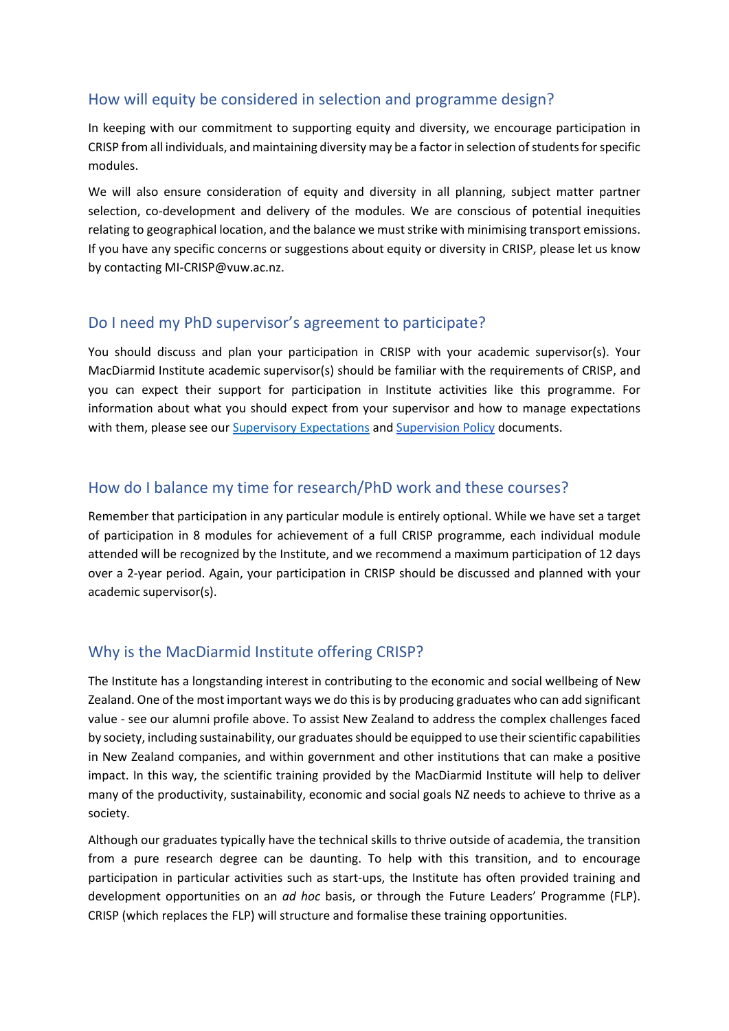## How will equity be considered in selection and programme design?

In keeping with our commitment to supporting equity and diversity, we encourage participation in CRISP from all individuals, and maintaining diversity may be a factor in selection of students for specific modules.

We will also ensure consideration of equity and diversity in all planning, subject matter partner selection, co-development and delivery of the modules. We are conscious of potential inequities relating to geographical location, and the balance we must strike with minimising transport emissions. If you have any specific concerns or suggestions about equity or diversity in CRISP, please let us know by contacting MI-CRISP@vuw.ac.nz.

## Do I need my PhD supervisor's agreement to participate?

You should discuss and plan your participation in CRISP with your academic supervisor(s). Your MacDiarmid Institute academic supervisor(s) should be familiar with the requirements of CRISP, and you can expect their support for participation in Institute activities like this programme. For information about what you should expect from your supervisor and how to manage expectations with them, please see our Supervisory Expectations and Supervision Policy documents.

## How do I balance my time for research/PhD work and these courses?

Remember that participation in any particular module is entirely optional. While we have set a target of participation in 8 modules for achievement of a full CRISP programme, each individual module attended will be recognized by the Institute, and we recommend a maximum participation of 12 days over a 2-year period. Again, your participation in CRISP should be discussed and planned with your academic supervisor(s).

## Why is the MacDiarmid Institute offering CRISP?

The Institute has a longstanding interest in contributing to the economic and social wellbeing of New Zealand. One of the most important ways we do this is by producing graduates who can add significant value - see our alumni profile above. To assist New Zealand to address the complex challenges faced by society, including sustainability, our graduates should be equipped to use their scientific capabilities in New Zealand companies, and within government and other institutions that can make a positive impact. In this way, the scientific training provided by the MacDiarmid Institute will help to deliver many of the productivity, sustainability, economic and social goals NZ needs to achieve to thrive as a society.

Although our graduates typically have the technical skills to thrive outside of academia, the transition from a pure research degree can be daunting. To help with this transition, and to encourage participation in particular activities such as start-ups, the Institute has often provided training and development opportunities on an *ad hoc* basis, or through the Future Leaders' Programme (FLP). CRISP (which replaces the FLP) will structure and formalise these training opportunities.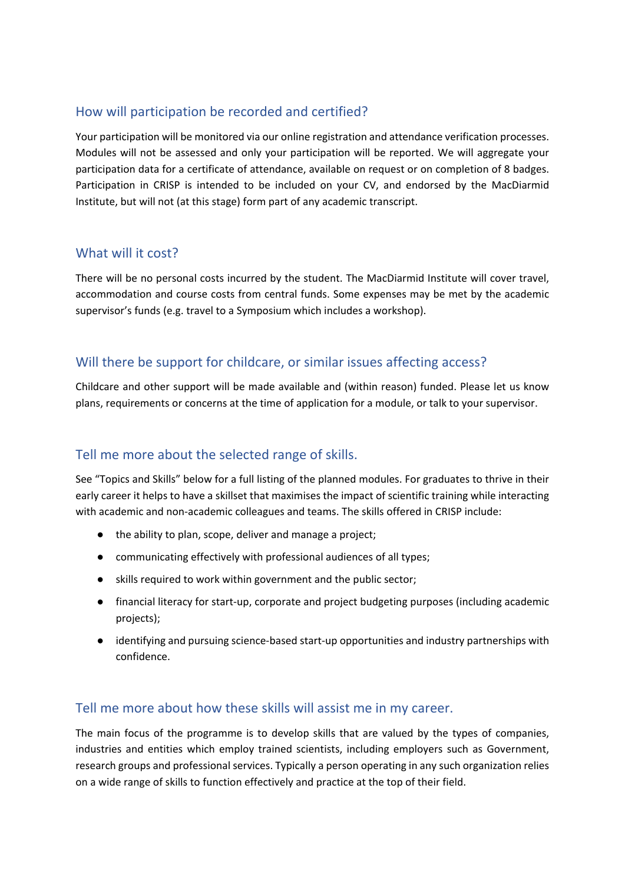## How will participation be recorded and certified?

Your participation will be monitored via our online registration and attendance verification processes. Modules will not be assessed and only your participation will be reported. We will aggregate your participation data for a certificate of attendance, available on request or on completion of 8 badges. Participation in CRISP is intended to be included on your CV, and endorsed by the MacDiarmid Institute, but will not (at this stage) form part of any academic transcript.

## What will it cost?

There will be no personal costs incurred by the student. The MacDiarmid Institute will cover travel, accommodation and course costs from central funds. Some expenses may be met by the academic supervisor's funds (e.g. travel to a Symposium which includes a workshop).

## Will there be support for childcare, or similar issues affecting access?

Childcare and other support will be made available and (within reason) funded. Please let us know plans, requirements or concerns at the time of application for a module, or talk to your supervisor.

## Tell me more about the selected range of skills.

See "Topics and Skills" below for a full listing of the planned modules. For graduates to thrive in their early career it helps to have a skillset that maximises the impact of scientific training while interacting with academic and non-academic colleagues and teams. The skills offered in CRISP include:

- the ability to plan, scope, deliver and manage a project;
- communicating effectively with professional audiences of all types;
- skills required to work within government and the public sector;
- financial literacy for start-up, corporate and project budgeting purposes (including academic projects);
- identifying and pursuing science-based start-up opportunities and industry partnerships with confidence.

## Tell me more about how these skills will assist me in my career.

The main focus of the programme is to develop skills that are valued by the types of companies, industries and entities which employ trained scientists, including employers such as Government, research groups and professional services. Typically a person operating in any such organization relies on a wide range of skills to function effectively and practice at the top of their field.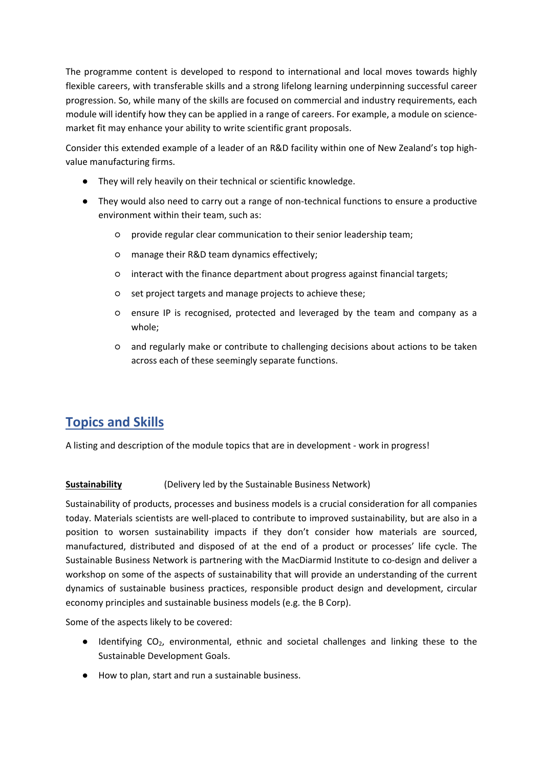The programme content is developed to respond to international and local moves towards highly flexible careers, with transferable skills and a strong lifelong learning underpinning successful career progression. So, while many of the skills are focused on commercial and industry requirements, each module will identify how they can be applied in a range of careers. For example, a module on science-market fit may enhance your ability to write scientific grant proposals.

Consider this extended example of a leader of an R&D facility within one of New Zealand's top high-value manufacturing firms.

- They will rely heavily on their technical or scientific knowledge.
- They would also need to carry out a range of non-technical functions to ensure a productive environment within their team, such as:
  - provide regular clear communication to their senior leadership team;
  - manage their R&D team dynamics effectively;
  - interact with the finance department about progress against financial targets;
  - set project targets and manage projects to achieve these;
  - ensure IP is recognised, protected and leveraged by the team and company as a whole;
  - and regularly make or contribute to challenging decisions about actions to be taken across each of these seemingly separate functions.

## Topics and Skills

A listing and description of the module topics that are in development - work in progress!

**Sustainability** (Delivery led by the Sustainable Business Network)

Sustainability of products, processes and business models is a crucial consideration for all companies today. Materials scientists are well-placed to contribute to improved sustainability, but are also in a position to worsen sustainability impacts if they don't consider how materials are sourced, manufactured, distributed and disposed of at the end of a product or processes' life cycle. The Sustainable Business Network is partnering with the MacDiarmid Institute to co-design and deliver a workshop on some of the aspects of sustainability that will provide an understanding of the current dynamics of sustainable business practices, responsible product design and development, circular economy principles and sustainable business models (e.g. the B Corp).

Some of the aspects likely to be covered:

- Identifying $CO_2$, environmental, ethnic and societal challenges and linking these to the Sustainable Development Goals.
- How to plan, start and run a sustainable business.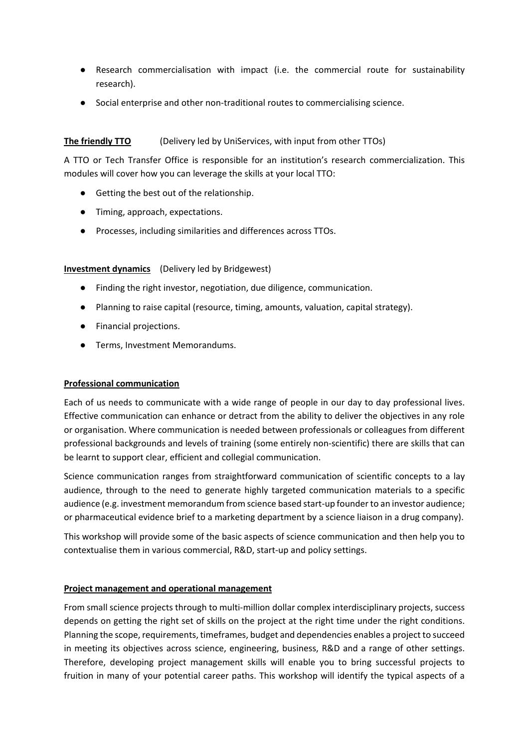- Research commercialisation with impact (i.e. the commercial route for sustainability research).
- Social enterprise and other non-traditional routes to commercialising science.

**The friendly TTO** (Delivery led by UniServices, with input from other TTOs)

A TTO or Tech Transfer Office is responsible for an institution's research commercialization. This modules will cover how you can leverage the skills at your local TTO:

- Getting the best out of the relationship.
- Timing, approach, expectations.
- Processes, including similarities and differences across TTOs.

**Investment dynamics** (Delivery led by Bridgewest)

- Finding the right investor, negotiation, due diligence, communication.
- Planning to raise capital (resource, timing, amounts, valuation, capital strategy).
- Financial projections.
- Terms, Investment Memorandums.

**Professional communication**

Each of us needs to communicate with a wide range of people in our day to day professional lives. Effective communication can enhance or detract from the ability to deliver the objectives in any role or organisation. Where communication is needed between professionals or colleagues from different professional backgrounds and levels of training (some entirely non-scientific) there are skills that can be learnt to support clear, efficient and collegial communication.

Science communication ranges from straightforward communication of scientific concepts to a lay audience, through to the need to generate highly targeted communication materials to a specific audience (e.g. investment memorandum from science based start-up founder to an investor audience; or pharmaceutical evidence brief to a marketing department by a science liaison in a drug company).

This workshop will provide some of the basic aspects of science communication and then help you to contextualise them in various commercial, R&D, start-up and policy settings.

**Project management and operational management**

From small science projects through to multi-million dollar complex interdisciplinary projects, success depends on getting the right set of skills on the project at the right time under the right conditions. Planning the scope, requirements, timeframes, budget and dependencies enables a project to succeed in meeting its objectives across science, engineering, business, R&D and a range of other settings. Therefore, developing project management skills will enable you to bring successful projects to fruition in many of your potential career paths. This workshop will identify the typical aspects of a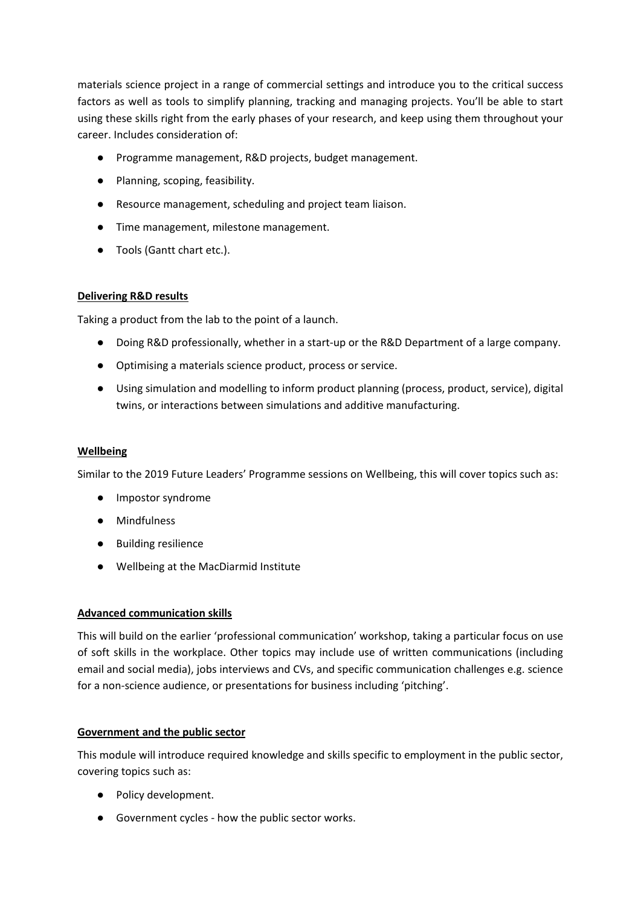materials science project in a range of commercial settings and introduce you to the critical success factors as well as tools to simplify planning, tracking and managing projects. You'll be able to start using these skills right from the early phases of your research, and keep using them throughout your career. Includes consideration of:

- Programme management, R&D projects, budget management.
- Planning, scoping, feasibility.
- Resource management, scheduling and project team liaison.
- Time management, milestone management.
- Tools (Gantt chart etc.).

**Delivering R&D results**

Taking a product from the lab to the point of a launch.

- Doing R&D professionally, whether in a start-up or the R&D Department of a large company.
- Optimising a materials science product, process or service.
- Using simulation and modelling to inform product planning (process, product, service), digital twins, or interactions between simulations and additive manufacturing.

**Wellbeing**

Similar to the 2019 Future Leaders' Programme sessions on Wellbeing, this will cover topics such as:

- Impostor syndrome
- Mindfulness
- Building resilience
- Wellbeing at the MacDiarmid Institute

**Advanced communication skills**

This will build on the earlier 'professional communication' workshop, taking a particular focus on use of soft skills in the workplace. Other topics may include use of written communications (including email and social media), jobs interviews and CVs, and specific communication challenges e.g. science for a non-science audience, or presentations for business including 'pitching'.

**Government and the public sector**

This module will introduce required knowledge and skills specific to employment in the public sector, covering topics such as:

- Policy development.
- Government cycles - how the public sector works.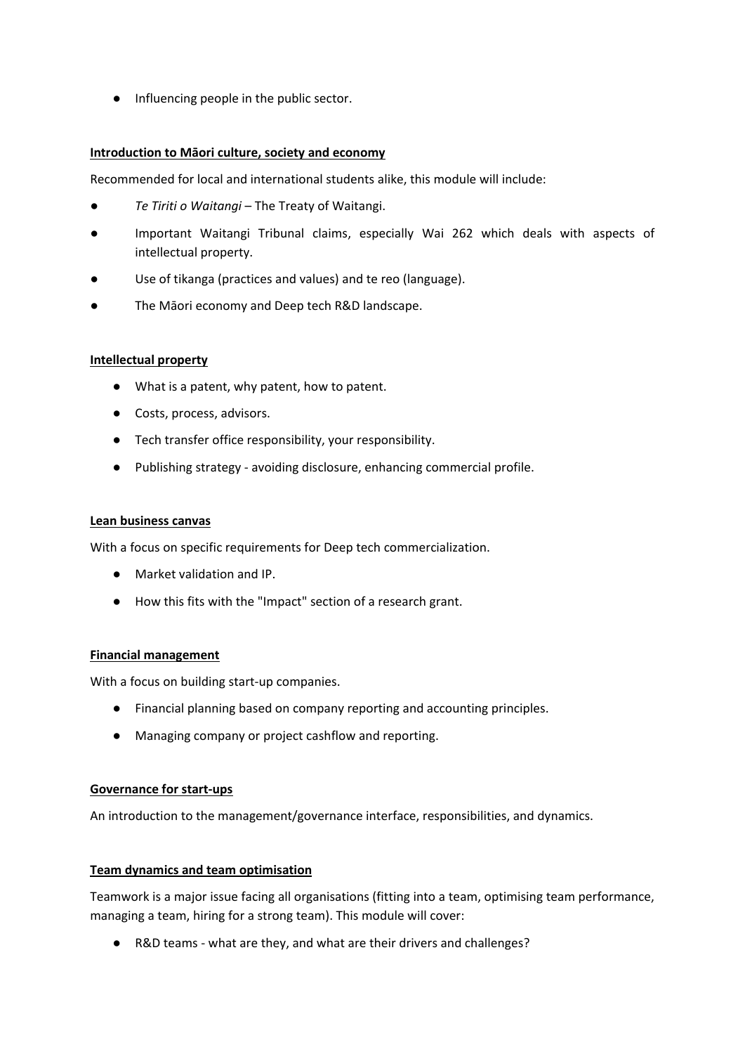- Influencing people in the public sector.

### Introduction to Māori culture, society and economy

Recommended for local and international students alike, this module will include:

- *Te Tiriti o Waitangi* – The Treaty of Waitangi.
- Important Waitangi Tribunal claims, especially Wai 262 which deals with aspects of intellectual property.
- Use of tikanga (practices and values) and te reo (language).
- The Māori economy and Deep tech R&D landscape.

### Intellectual property

- What is a patent, why patent, how to patent.
- Costs, process, advisors.
- Tech transfer office responsibility, your responsibility.
- Publishing strategy - avoiding disclosure, enhancing commercial profile.

### Lean business canvas

With a focus on specific requirements for Deep tech commercialization.

- Market validation and IP.
- How this fits with the "Impact" section of a research grant.

### Financial management

With a focus on building start-up companies.

- Financial planning based on company reporting and accounting principles.
- Managing company or project cashflow and reporting.

### Governance for start-ups

An introduction to the management/governance interface, responsibilities, and dynamics.

### Team dynamics and team optimisation

Teamwork is a major issue facing all organisations (fitting into a team, optimising team performance, managing a team, hiring for a strong team). This module will cover:

- R&D teams - what are they, and what are their drivers and challenges?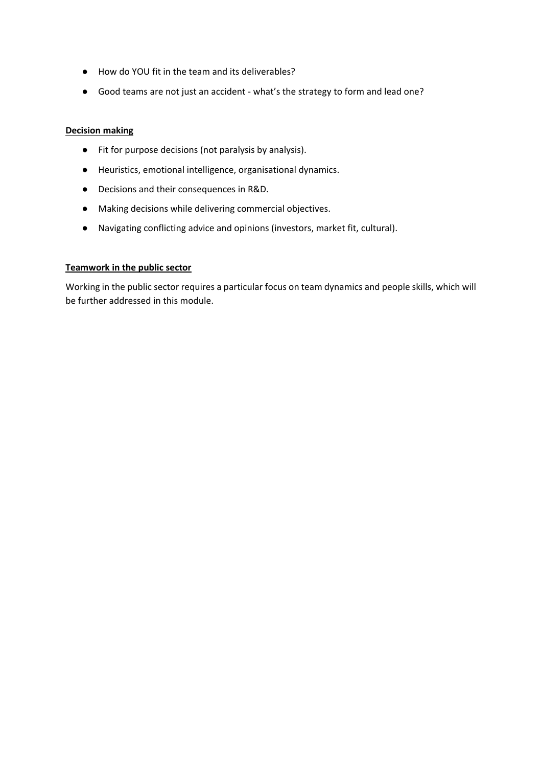- How do YOU fit in the team and its deliverables?
- Good teams are not just an accident - what's the strategy to form and lead one?

**Decision making**

- Fit for purpose decisions (not paralysis by analysis).
- Heuristics, emotional intelligence, organisational dynamics.
- Decisions and their consequences in R&D.
- Making decisions while delivering commercial objectives.
- Navigating conflicting advice and opinions (investors, market fit, cultural).

**Teamwork in the public sector**

Working in the public sector requires a particular focus on team dynamics and people skills, which will be further addressed in this module.